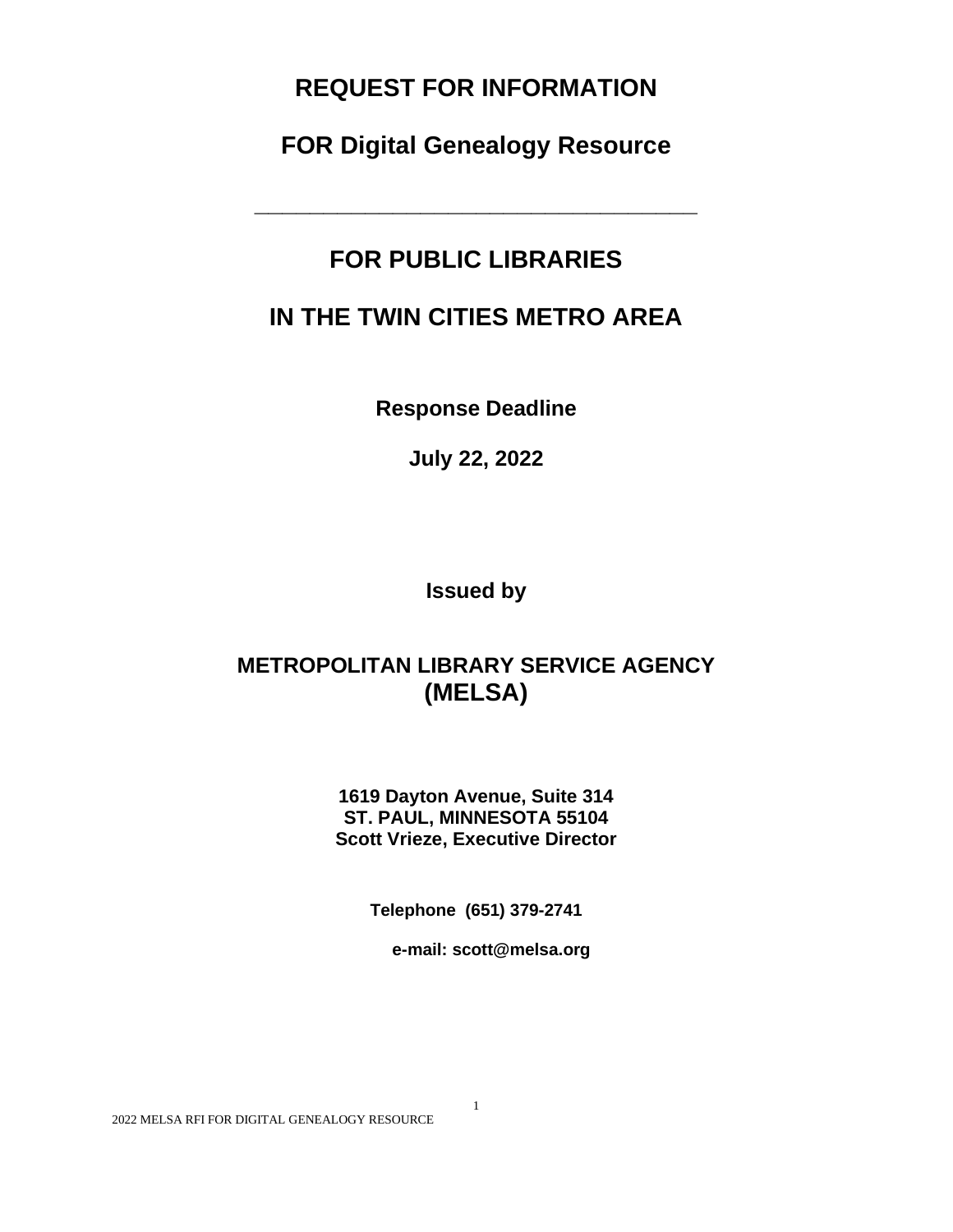# REQUEST FOR INFORMATION

## FOR Digital Genealogy Resource

---

## FOR PUBLIC LIBRARIES

## IN THE TWIN CITIES METRO AREA

**Response Deadline**

**July 22, 2022**

**Issued by**

**METROPOLITAN LIBRARY SERVICE AGENCY (MELSA)**

**1619 Dayton Avenue, Suite 314**
**ST. PAUL, MINNESOTA 55104**
**Scott Vrieze, Executive Director**

**Telephone (651) 379-2741**

**e-mail: scott@melsa.org**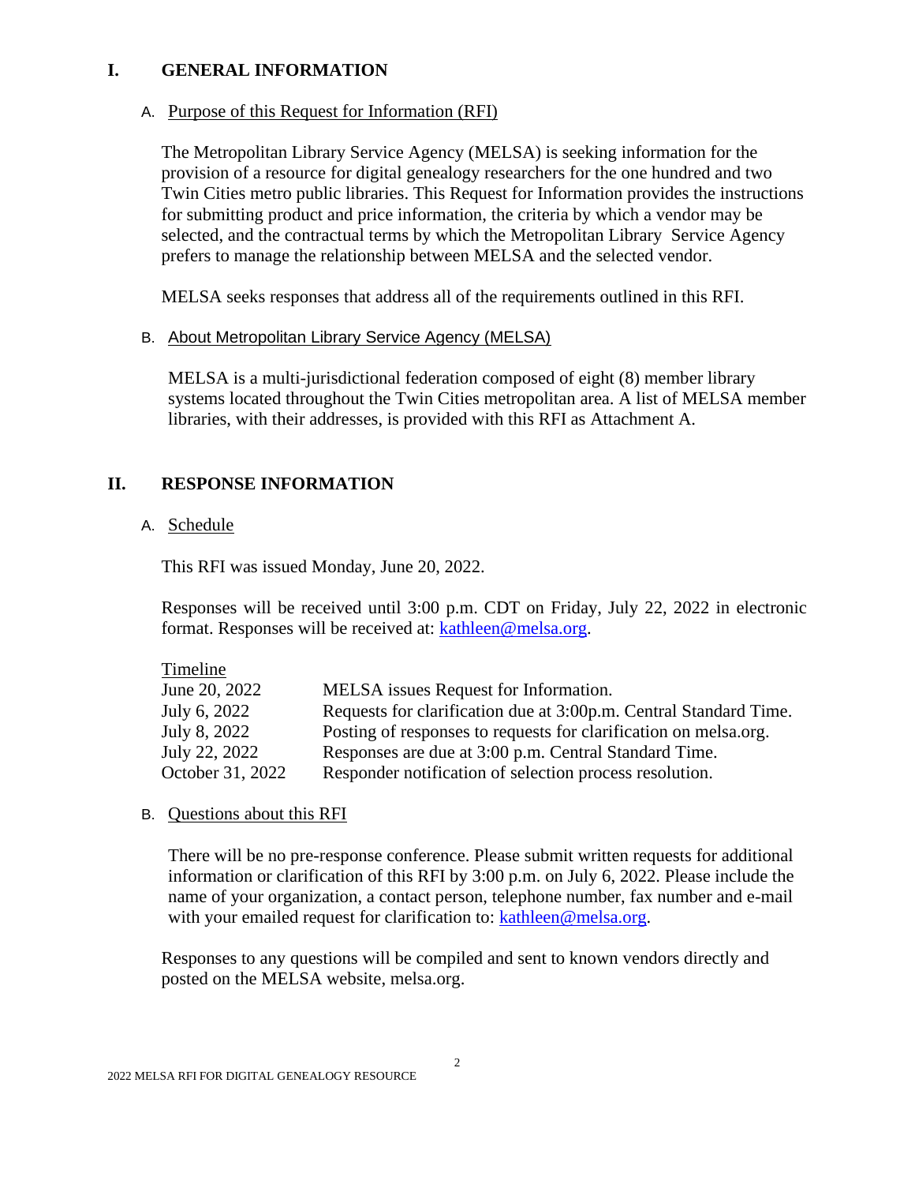## I. GENERAL INFORMATION

### A. Purpose of this Request for Information (RFI)

The Metropolitan Library Service Agency (MELSA) is seeking information for the provision of a resource for digital genealogy researchers for the one hundred and two Twin Cities metro public libraries. This Request for Information provides the instructions for submitting product and price information, the criteria by which a vendor may be selected, and the contractual terms by which the Metropolitan Library Service Agency prefers to manage the relationship between MELSA and the selected vendor.

MELSA seeks responses that address all of the requirements outlined in this RFI.

### B. About Metropolitan Library Service Agency (MELSA)

MELSA is a multi-jurisdictional federation composed of eight (8) member library systems located throughout the Twin Cities metropolitan area. A list of MELSA member libraries, with their addresses, is provided with this RFI as Attachment A.

## II. RESPONSE INFORMATION

### A. Schedule

This RFI was issued Monday, June 20, 2022.

Responses will be received until 3:00 p.m. CDT on Friday, July 22, 2022 in electronic format. Responses will be received at: kathleen@melsa.org.

Timeline

| | |
|---|---|
| June 20, 2022 | MELSA issues Request for Information. |
| July 6, 2022 | Requests for clarification due at 3:00p.m. Central Standard Time. |
| July 8, 2022 | Posting of responses to requests for clarification on melsa.org. |
| July 22, 2022 | Responses are due at 3:00 p.m. Central Standard Time. |
| October 31, 2022 | Responder notification of selection process resolution. |

### B. Questions about this RFI

There will be no pre-response conference. Please submit written requests for additional information or clarification of this RFI by 3:00 p.m. on July 6, 2022. Please include the name of your organization, a contact person, telephone number, fax number and e-mail with your emailed request for clarification to: kathleen@melsa.org.

Responses to any questions will be compiled and sent to known vendors directly and posted on the MELSA website, melsa.org.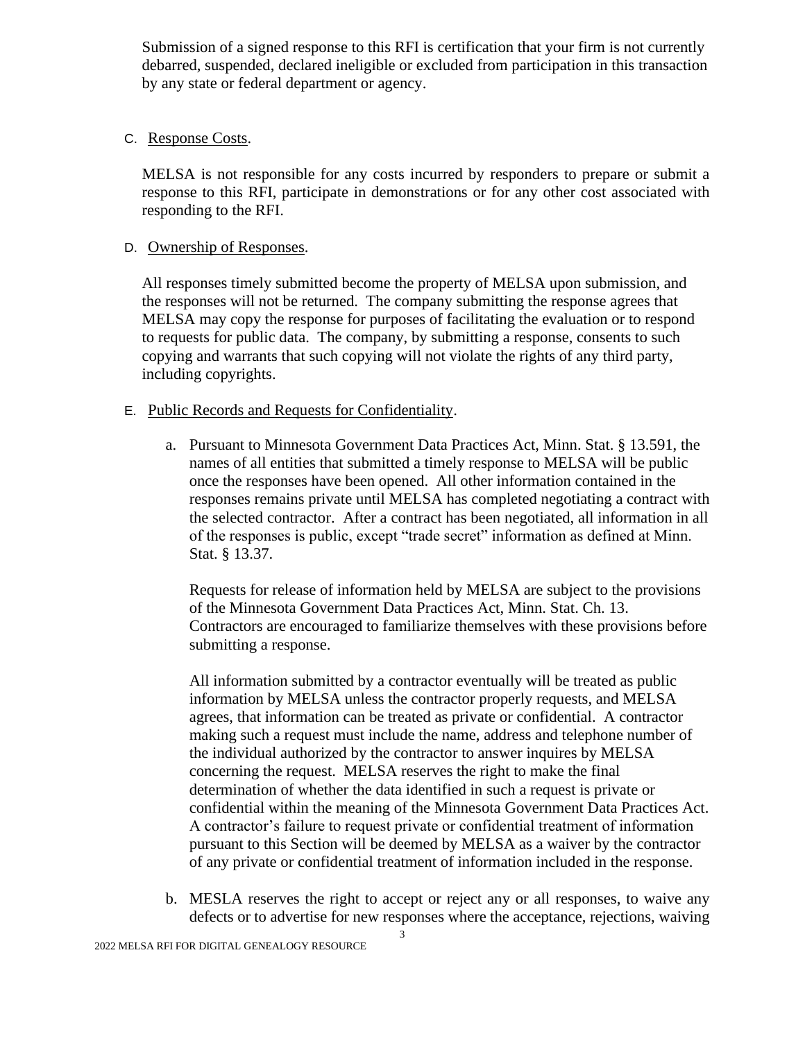Submission of a signed response to this RFI is certification that your firm is not currently debarred, suspended, declared ineligible or excluded from participation in this transaction by any state or federal department or agency.

C. Response Costs.

MELSA is not responsible for any costs incurred by responders to prepare or submit a response to this RFI, participate in demonstrations or for any other cost associated with responding to the RFI.

D. Ownership of Responses.

All responses timely submitted become the property of MELSA upon submission, and the responses will not be returned. The company submitting the response agrees that MELSA may copy the response for purposes of facilitating the evaluation or to respond to requests for public data. The company, by submitting a response, consents to such copying and warrants that such copying will not violate the rights of any third party, including copyrights.

E. Public Records and Requests for Confidentiality.

a. Pursuant to Minnesota Government Data Practices Act, Minn. Stat. § 13.591, the names of all entities that submitted a timely response to MELSA will be public once the responses have been opened. All other information contained in the responses remains private until MELSA has completed negotiating a contract with the selected contractor. After a contract has been negotiated, all information in all of the responses is public, except "trade secret" information as defined at Minn. Stat. § 13.37.

   Requests for release of information held by MELSA are subject to the provisions of the Minnesota Government Data Practices Act, Minn. Stat. Ch. 13. Contractors are encouraged to familiarize themselves with these provisions before submitting a response.

   All information submitted by a contractor eventually will be treated as public information by MELSA unless the contractor properly requests, and MELSA agrees, that information can be treated as private or confidential. A contractor making such a request must include the name, address and telephone number of the individual authorized by the contractor to answer inquires by MELSA concerning the request. MELSA reserves the right to make the final determination of whether the data identified in such a request is private or confidential within the meaning of the Minnesota Government Data Practices Act. A contractor's failure to request private or confidential treatment of information pursuant to this Section will be deemed by MELSA as a waiver by the contractor of any private or confidential treatment of information included in the response.

b. MESLA reserves the right to accept or reject any or all responses, to waive any defects or to advertise for new responses where the acceptance, rejections, waiving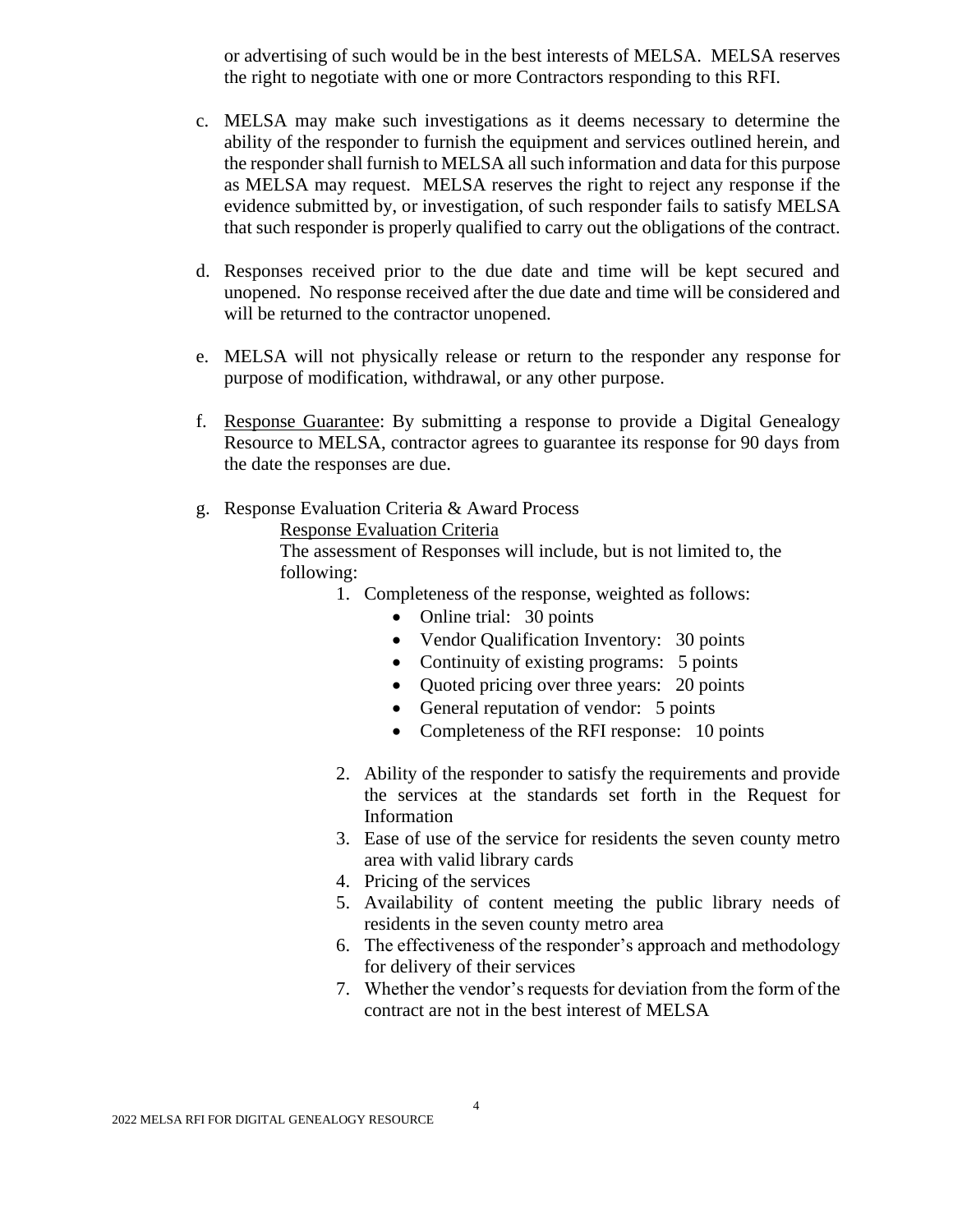or advertising of such would be in the best interests of MELSA. MELSA reserves the right to negotiate with one or more Contractors responding to this RFI.

c. MELSA may make such investigations as it deems necessary to determine the ability of the responder to furnish the equipment and services outlined herein, and the responder shall furnish to MELSA all such information and data for this purpose as MELSA may request. MELSA reserves the right to reject any response if the evidence submitted by, or investigation, of such responder fails to satisfy MELSA that such responder is properly qualified to carry out the obligations of the contract.

d. Responses received prior to the due date and time will be kept secured and unopened. No response received after the due date and time will be considered and will be returned to the contractor unopened.

e. MELSA will not physically release or return to the responder any response for purpose of modification, withdrawal, or any other purpose.

f. <u>Response Guarantee</u>: By submitting a response to provide a Digital Genealogy Resource to MELSA, contractor agrees to guarantee its response for 90 days from the date the responses are due.

g. Response Evaluation Criteria & Award Process

<u>Response Evaluation Criteria</u>

The assessment of Responses will include, but is not limited to, the following:

1. Completeness of the response, weighted as follows:
   - Online trial: 30 points
   - Vendor Qualification Inventory: 30 points
   - Continuity of existing programs: 5 points
   - Quoted pricing over three years: 20 points
   - General reputation of vendor: 5 points
   - Completeness of the RFI response: 10 points

2. Ability of the responder to satisfy the requirements and provide the services at the standards set forth in the Request for Information
3. Ease of use of the service for residents the seven county metro area with valid library cards
4. Pricing of the services
5. Availability of content meeting the public library needs of residents in the seven county metro area
6. The effectiveness of the responder's approach and methodology for delivery of their services
7. Whether the vendor's requests for deviation from the form of the contract are not in the best interest of MELSA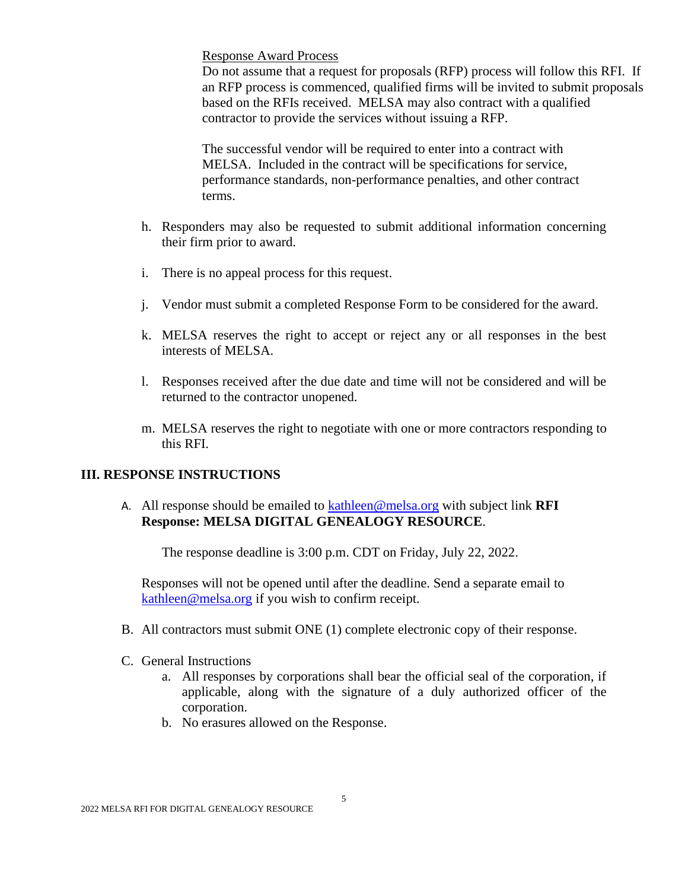Response Award Process

Do not assume that a request for proposals (RFP) process will follow this RFI. If an RFP process is commenced, qualified firms will be invited to submit proposals based on the RFIs received. MELSA may also contract with a qualified contractor to provide the services without issuing a RFP.

The successful vendor will be required to enter into a contract with MELSA. Included in the contract will be specifications for service, performance standards, non-performance penalties, and other contract terms.

h. Responders may also be requested to submit additional information concerning their firm prior to award.

i. There is no appeal process for this request.

j. Vendor must submit a completed Response Form to be considered for the award.

k. MELSA reserves the right to accept or reject any or all responses in the best interests of MELSA.

l. Responses received after the due date and time will not be considered and will be returned to the contractor unopened.

m. MELSA reserves the right to negotiate with one or more contractors responding to this RFI.

## III. RESPONSE INSTRUCTIONS

A. All response should be emailed to kathleen@melsa.org with subject link **RFI Response: MELSA DIGITAL GENEALOGY RESOURCE**.

The response deadline is 3:00 p.m. CDT on Friday, July 22, 2022.

Responses will not be opened until after the deadline. Send a separate email to kathleen@melsa.org if you wish to confirm receipt.

B. All contractors must submit ONE (1) complete electronic copy of their response.

C. General Instructions

   a. All responses by corporations shall bear the official seal of the corporation, if applicable, along with the signature of a duly authorized officer of the corporation.
   b. No erasures allowed on the Response.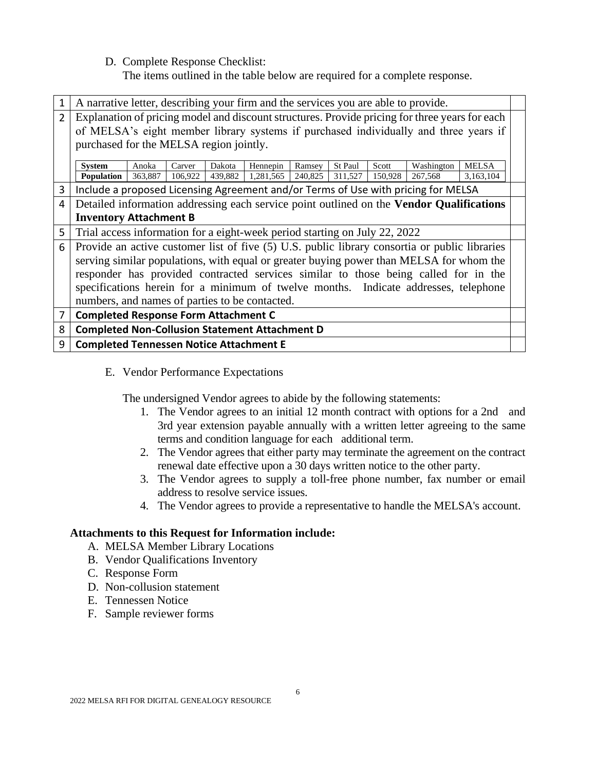D. Complete Response Checklist:

The items outlined in the table below are required for a complete response.

| # | Item | |
|---|---|---|
| 1 | A narrative letter, describing your firm and the services you are able to provide. | |
| 2 | Explanation of pricing model and discount structures. Provide pricing for three years for each of MELSA's eight member library systems if purchased individually and three years if purchased for the MELSA region jointly. | |
| 3 | Include a proposed Licensing Agreement and/or Terms of Use with pricing for MELSA | |
| 4 | Detailed information addressing each service point outlined on the **Vendor Qualifications Inventory Attachment B** | |
| 5 | Trial access information for a eight-week period starting on July 22, 2022 | |
| 6 | Provide an active customer list of five (5) U.S. public library consortia or public libraries serving similar populations, with equal or greater buying power than MELSA for whom the responder has provided contracted services similar to those being called for in the specifications herein for a minimum of twelve months. Indicate addresses, telephone numbers, and names of parties to be contacted. | |
| 7 | **Completed Response Form Attachment C** | |
| 8 | **Completed Non-Collusion Statement Attachment D** | |
| 9 | **Completed Tennessen Notice Attachment E** | |

| **System** | Anoka | Carver | Dakota | Hennepin | Ramsey | St Paul | Scott | Washington | MELSA |
|---|---|---|---|---|---|---|---|---|---|
| **Population** | 363,887 | 106,922 | 439,882 | 1,281,565 | 240,825 | 311,527 | 150,928 | 267,568 | 3,163,104 |

E. Vendor Performance Expectations

The undersigned Vendor agrees to abide by the following statements:

1. The Vendor agrees to an initial 12 month contract with options for a 2nd and 3rd year extension payable annually with a written letter agreeing to the same terms and condition language for each additional term.
2. The Vendor agrees that either party may terminate the agreement on the contract renewal date effective upon a 30 days written notice to the other party.
3. The Vendor agrees to supply a toll-free phone number, fax number or email address to resolve service issues.
4. The Vendor agrees to provide a representative to handle the MELSA's account.

**Attachments to this Request for Information include:**

A. MELSA Member Library Locations
B. Vendor Qualifications Inventory
C. Response Form
D. Non-collusion statement
E. Tennessen Notice
F. Sample reviewer forms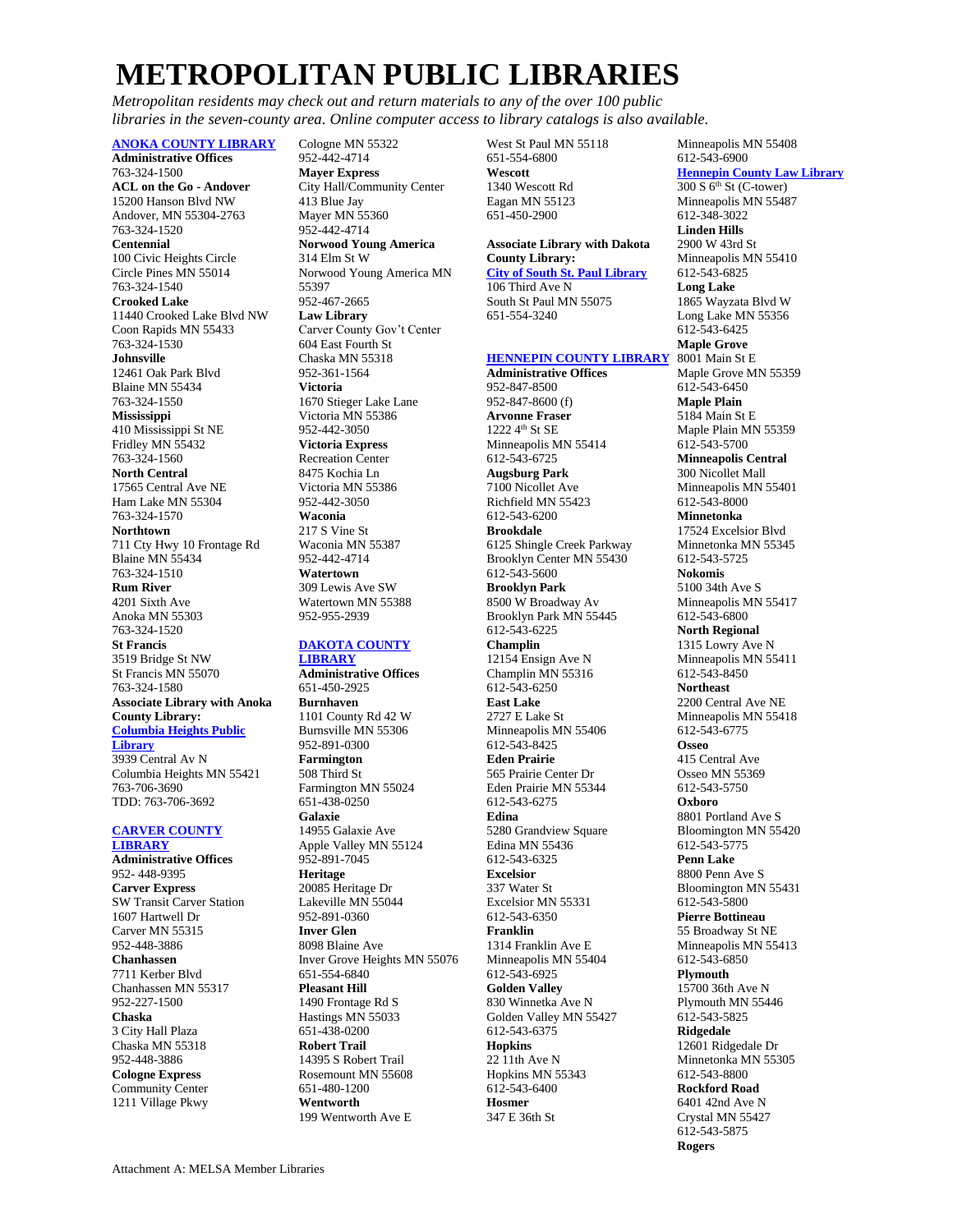# METROPOLITAN PUBLIC LIBRARIES

*Metropolitan residents may check out and return materials to any of the over 100 public libraries in the seven-county area. Online computer access to library catalogs is also available.*

**ANOKA COUNTY LIBRARY**
**Administrative Offices**
763-324-1500
**ACL on the Go - Andover**
15200 Hanson Blvd NW
Andover, MN 55304-2763
763-324-1520
**Centennial**
100 Civic Heights Circle
Circle Pines MN 55014
763-324-1540
**Crooked Lake**
11440 Crooked Lake Blvd NW
Coon Rapids MN 55433
763-324-1530
**Johnsville**
12461 Oak Park Blvd
Blaine MN 55434
763-324-1550
**Mississippi**
410 Mississippi St NE
Fridley MN 55432
763-324-1560
**North Central**
17565 Central Ave NE
Ham Lake MN 55304
763-324-1570
**Northtown**
711 Cty Hwy 10 Frontage Rd
Blaine MN 55434
763-324-1510
**Rum River**
4201 Sixth Ave
Anoka MN 55303
763-324-1520
**St Francis**
3519 Bridge St NW
St Francis MN 55070
763-324-1580
**Associate Library with Anoka County Library:**
**Columbia Heights Public Library**
3939 Central Av N
Columbia Heights MN 55421
763-706-3690
TDD: 763-706-3692

**CARVER COUNTY LIBRARY**
**Administrative Offices**
952- 448-9395
**Carver Express**
SW Transit Carver Station
1607 Hartwell Dr
Carver MN 55315
952-448-3886
**Chanhassen**
7711 Kerber Blvd
Chanhassen MN 55317
952-227-1500
**Chaska**
3 City Hall Plaza
Chaska MN 55318
952-448-3886
**Cologne Express**
Community Center
1211 Village Pkwy
Cologne MN 55322
952-442-4714
**Mayer Express**
City Hall/Community Center
413 Blue Jay
Mayer MN 55360
952-442-4714
**Norwood Young America**
314 Elm St W
Norwood Young America MN 55397
952-467-2665
**Law Library**
Carver County Gov't Center
604 East Fourth St
Chaska MN 55318
952-361-1564
**Victoria**
1670 Stieger Lake Lane
Victoria MN 55386
952-442-3050
**Victoria Express**
Recreation Center
8475 Kochia Ln
Victoria MN 55386
952-442-3050
**Waconia**
217 S Vine St
Waconia MN 55387
952-442-4714
**Watertown**
309 Lewis Ave SW
Watertown MN 55388
952-955-2939

**DAKOTA COUNTY LIBRARY**
**Administrative Offices**
651-450-2925
**Burnhaven**
1101 County Rd 42 W
Burnsville MN 55306
952-891-0300
**Farmington**
508 Third St
Farmington MN 55024
651-438-0250
**Galaxie**
14955 Galaxie Ave
Apple Valley MN 55124
952-891-7045
**Heritage**
20085 Heritage Dr
Lakeville MN 55044
952-891-0360
**Inver Glen**
8098 Blaine Ave
Inver Grove Heights MN 55076
651-554-6840
**Pleasant Hill**
1490 Frontage Rd S
Hastings MN 55033
651-438-0200
**Robert Trail**
14395 S Robert Trail
Rosemount MN 55608
651-480-1200
**Wentworth**
199 Wentworth Ave E
West St Paul MN 55118
651-554-6800
**Wescott**
1340 Wescott Rd
Eagan MN 55123
651-450-2900

**Associate Library with Dakota County Library:**
**City of South St. Paul Library**
106 Third Ave N
South St Paul MN 55075
651-554-3240

**HENNEPIN COUNTY LIBRARY**
**Administrative Offices**
952-847-8500
952-847-8600 (f)
**Arvonne Fraser**
1222 4th St SE
Minneapolis MN 55414
612-543-6725
**Augsburg Park**
7100 Nicollet Ave
Richfield MN 55423
612-543-6200
**Brookdale**
6125 Shingle Creek Parkway
Brooklyn Center MN 55430
612-543-5600
**Brooklyn Park**
8500 W Broadway Av
Brooklyn Park MN 55445
612-543-6225
**Champlin**
12154 Ensign Ave N
Champlin MN 55316
612-543-6250
**East Lake**
2727 E Lake St
Minneapolis MN 55406
612-543-8425
**Eden Prairie**
565 Prairie Center Dr
Eden Prairie MN 55344
612-543-6275
**Edina**
5280 Grandview Square
Edina MN 55436
612-543-6325
**Excelsior**
337 Water St
Excelsior MN 55331
612-543-6350
**Franklin**
1314 Franklin Ave E
Minneapolis MN 55404
612-543-6925
**Golden Valley**
830 Winnetka Ave N
Golden Valley MN 55427
612-543-6375
**Hopkins**
22 11th Ave N
Hopkins MN 55343
612-543-6400
**Hosmer**
347 E 36th St
Minneapolis MN 55408
612-543-6900
**Hennepin County Law Library**
300 S 6th St (C-tower)
Minneapolis MN 55487
612-348-3022
**Linden Hills**
2900 W 43rd St
Minneapolis MN 55410
612-543-6825
**Long Lake**
1865 Wayzata Blvd W
Long Lake MN 55356
612-543-6425
**Maple Grove**
8001 Main St E
Maple Grove MN 55359
612-543-6450
**Maple Plain**
5184 Main St E
Maple Plain MN 55359
612-543-5700
**Minneapolis Central**
300 Nicollet Mall
Minneapolis MN 55401
612-543-8000
**Minnetonka**
17524 Excelsior Blvd
Minnetonka MN 55345
612-543-5725
**Nokomis**
5100 34th Ave S
Minneapolis MN 55417
612-543-6800
**North Regional**
1315 Lowry Ave N
Minneapolis MN 55411
612-543-8450
**Northeast**
2200 Central Ave NE
Minneapolis MN 55418
612-543-6775
**Osseo**
415 Central Ave
Osseo MN 55369
612-543-5750
**Oxboro**
8801 Portland Ave S
Bloomington MN 55420
612-543-5775
**Penn Lake**
8800 Penn Ave S
Bloomington MN 55431
612-543-5800
**Pierre Bottineau**
55 Broadway St NE
Minneapolis MN 55413
612-543-6850
**Plymouth**
15700 36th Ave N
Plymouth MN 55446
612-543-5825
**Ridgedale**
12601 Ridgedale Dr
Minnetonka MN 55305
612-543-8800
**Rockford Road**
6401 42nd Ave N
Crystal MN 55427
612-543-5875
**Rogers**

Attachment A: MELSA Member Libraries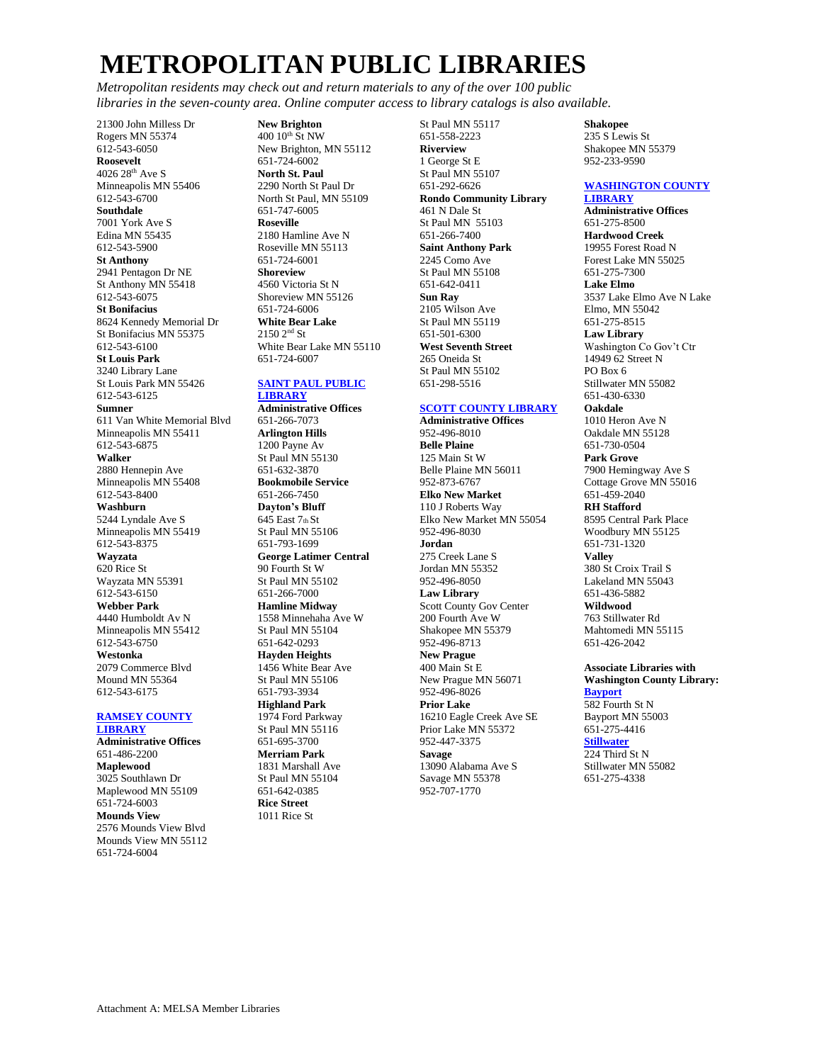# METROPOLITAN PUBLIC LIBRARIES

*Metropolitan residents may check out and return materials to any of the over 100 public libraries in the seven-county area. Online computer access to library catalogs is also available.*

21300 John Milless Dr
Rogers MN 55374
612-543-6050

**Roosevelt**
4026 28th Ave S
Minneapolis MN 55406
612-543-6700

**Southdale**
7001 York Ave S
Edina MN 55435
612-543-5900

**St Anthony**
2941 Pentagon Dr NE
St Anthony MN 55418
612-543-6075

**St Bonifacius**
8624 Kennedy Memorial Dr
St Bonifacius MN 55375
612-543-6100

**St Louis Park**
3240 Library Lane
St Louis Park MN 55426
612-543-6125

**Sumner**
611 Van White Memorial Blvd
Minneapolis MN 55411
612-543-6875

**Walker**
2880 Hennepin Ave
Minneapolis MN 55408
612-543-8400

**Washburn**
5244 Lyndale Ave S
Minneapolis MN 55419
612-543-8375

**Wayzata**
620 Rice St
Wayzata MN 55391
612-543-6150

**Webber Park**
4440 Humboldt Av N
Minneapolis MN 55412
612-543-6750

**Westonka**
2079 Commerce Blvd
Mound MN 55364
612-543-6175

## RAMSEY COUNTY LIBRARY

**Administrative Offices**
651-486-2200

**Maplewood**
3025 Southlawn Dr
Maplewood MN 55109
651-724-6003

**Mounds View**
2576 Mounds View Blvd
Mounds View MN 55112
651-724-6004

**New Brighton**
400 10th St NW
New Brighton, MN 55112
651-724-6002

**North St. Paul**
2290 North St Paul Dr
North St Paul, MN 55109
651-747-6005

**Roseville**
2180 Hamline Ave N
Roseville MN 55113
651-724-6001

**Shoreview**
4560 Victoria St N
Shoreview MN 55126
651-724-6006

**White Bear Lake**
2150 2nd St
White Bear Lake MN 55110
651-724-6007

## SAINT PAUL PUBLIC LIBRARY

**Administrative Offices**
651-266-7073

**Arlington Hills**
1200 Payne Av
St Paul MN 55130
651-632-3870

**Bookmobile Service**
651-266-7450

**Dayton's Bluff**
645 East 7th St
St Paul MN 55106
651-793-1699

**George Latimer Central**
90 Fourth St W
St Paul MN 55102
651-266-7000

**Hamline Midway**
1558 Minnehaha Ave W
St Paul MN 55104
651-642-0293

**Hayden Heights**
1456 White Bear Ave
St Paul MN 55106
651-793-3934

**Highland Park**
1974 Ford Parkway
St Paul MN 55116
651-695-3700

**Merriam Park**
1831 Marshall Ave
St Paul MN 55104
651-642-0385

**Rice Street**
1011 Rice St
St Paul MN 55117
651-558-2223

**Riverview**
1 George St E
St Paul MN 55107
651-292-6626

**Rondo Community Library**
461 N Dale St
St Paul MN 55103
651-266-7400

**Saint Anthony Park**
2245 Como Ave
St Paul MN 55108
651-642-0411

**Sun Ray**
2105 Wilson Ave
St Paul MN 55119
651-501-6300

**West Seventh Street**
265 Oneida St
St Paul MN 55102
651-298-5516

## SCOTT COUNTY LIBRARY

**Administrative Offices**
952-496-8010

**Belle Plaine**
125 Main St W
Belle Plaine MN 56011
952-873-6767

**Elko New Market**
110 J Roberts Way
Elko New Market MN 55054
952-496-8030

**Jordan**
275 Creek Lane S
Jordan MN 55352
952-496-8050

**Law Library**
Scott County Gov Center
200 Fourth Ave W
Shakopee MN 55379
952-496-8713

**New Prague**
400 Main St E
New Prague MN 56071
952-496-8026

**Prior Lake**
16210 Eagle Creek Ave SE
Prior Lake MN 55372
952-447-3375

**Savage**
13090 Alabama Ave S
Savage MN 55378
952-707-1770

**Shakopee**
235 S Lewis St
Shakopee MN 55379
952-233-9590

## WASHINGTON COUNTY LIBRARY

**Administrative Offices**
651-275-8500

**Hardwood Creek**
19955 Forest Road N
Forest Lake MN 55025
651-275-7300

**Lake Elmo**
3537 Lake Elmo Ave N Lake Elmo, MN 55042
651-275-8515

**Law Library**
Washington Co Gov't Ctr
14949 62 Street N
PO Box 6
Stillwater MN 55082
651-430-6330

**Oakdale**
1010 Heron Ave N
Oakdale MN 55128
651-730-0504

**Park Grove**
7900 Hemingway Ave S
Cottage Grove MN 55016
651-459-2040

**RH Stafford**
8595 Central Park Place
Woodbury MN 55125
651-731-1320

**Valley**
380 St Croix Trail S
Lakeland MN 55043
651-436-5882

**Wildwood**
763 Stillwater Rd
Mahtomedi MN 55115
651-426-2042

**Associate Libraries with Washington County Library:**

**Bayport**
582 Fourth St N
Bayport MN 55003
651-275-4416

**Stillwater**
224 Third St N
Stillwater MN 55082
651-275-4338

Attachment A: MELSA Member Libraries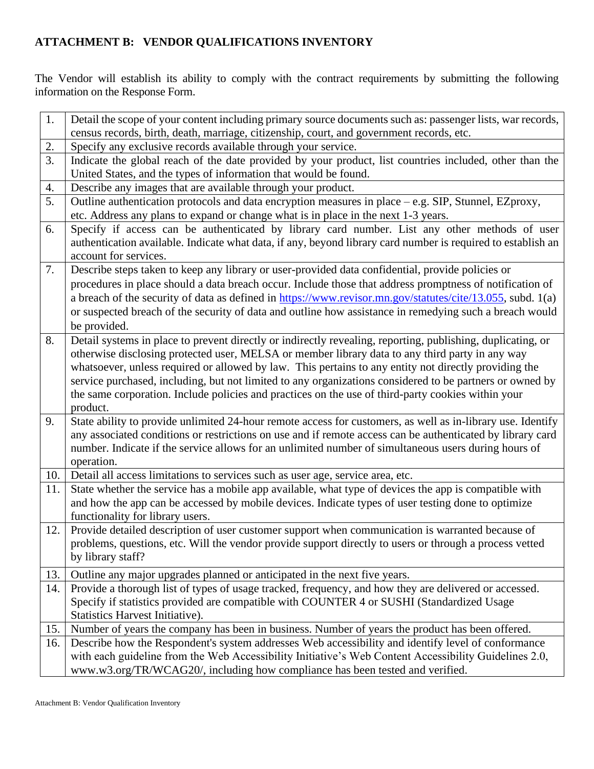## ATTACHMENT B: VENDOR QUALIFICATIONS INVENTORY

The Vendor will establish its ability to comply with the contract requirements by submitting the following information on the Response Form.

| | |
|---|---|
| 1. | Detail the scope of your content including primary source documents such as: passenger lists, war records, census records, birth, death, marriage, citizenship, court, and government records, etc. |
| 2. | Specify any exclusive records available through your service. |
| 3. | Indicate the global reach of the date provided by your product, list countries included, other than the United States, and the types of information that would be found. |
| 4. | Describe any images that are available through your product. |
| 5. | Outline authentication protocols and data encryption measures in place – e.g. SIP, Stunnel, EZproxy, etc. Address any plans to expand or change what is in place in the next 1-3 years. |
| 6. | Specify if access can be authenticated by library card number. List any other methods of user authentication available. Indicate what data, if any, beyond library card number is required to establish an account for services. |
| 7. | Describe steps taken to keep any library or user-provided data confidential, provide policies or procedures in place should a data breach occur. Include those that address promptness of notification of a breach of the security of data as defined in https://www.revisor.mn.gov/statutes/cite/13.055, subd. 1(a) or suspected breach of the security of data and outline how assistance in remedying such a breach would be provided. |
| 8. | Detail systems in place to prevent directly or indirectly revealing, reporting, publishing, duplicating, or otherwise disclosing protected user, MELSA or member library data to any third party in any way whatsoever, unless required or allowed by law. This pertains to any entity not directly providing the service purchased, including, but not limited to any organizations considered to be partners or owned by the same corporation. Include policies and practices on the use of third-party cookies within your product. |
| 9. | State ability to provide unlimited 24-hour remote access for customers, as well as in-library use. Identify any associated conditions or restrictions on use and if remote access can be authenticated by library card number. Indicate if the service allows for an unlimited number of simultaneous users during hours of operation. |
| 10. | Detail all access limitations to services such as user age, service area, etc. |
| 11. | State whether the service has a mobile app available, what type of devices the app is compatible with and how the app can be accessed by mobile devices. Indicate types of user testing done to optimize functionality for library users. |
| 12. | Provide detailed description of user customer support when communication is warranted because of problems, questions, etc. Will the vendor provide support directly to users or through a process vetted by library staff? |
| 13. | Outline any major upgrades planned or anticipated in the next five years. |
| 14. | Provide a thorough list of types of usage tracked, frequency, and how they are delivered or accessed. Specify if statistics provided are compatible with COUNTER 4 or SUSHI (Standardized Usage Statistics Harvest Initiative). |
| 15. | Number of years the company has been in business. Number of years the product has been offered. |
| 16. | Describe how the Respondent's system addresses Web accessibility and identify level of conformance with each guideline from the Web Accessibility Initiative's Web Content Accessibility Guidelines 2.0, www.w3.org/TR/WCAG20/, including how compliance has been tested and verified. |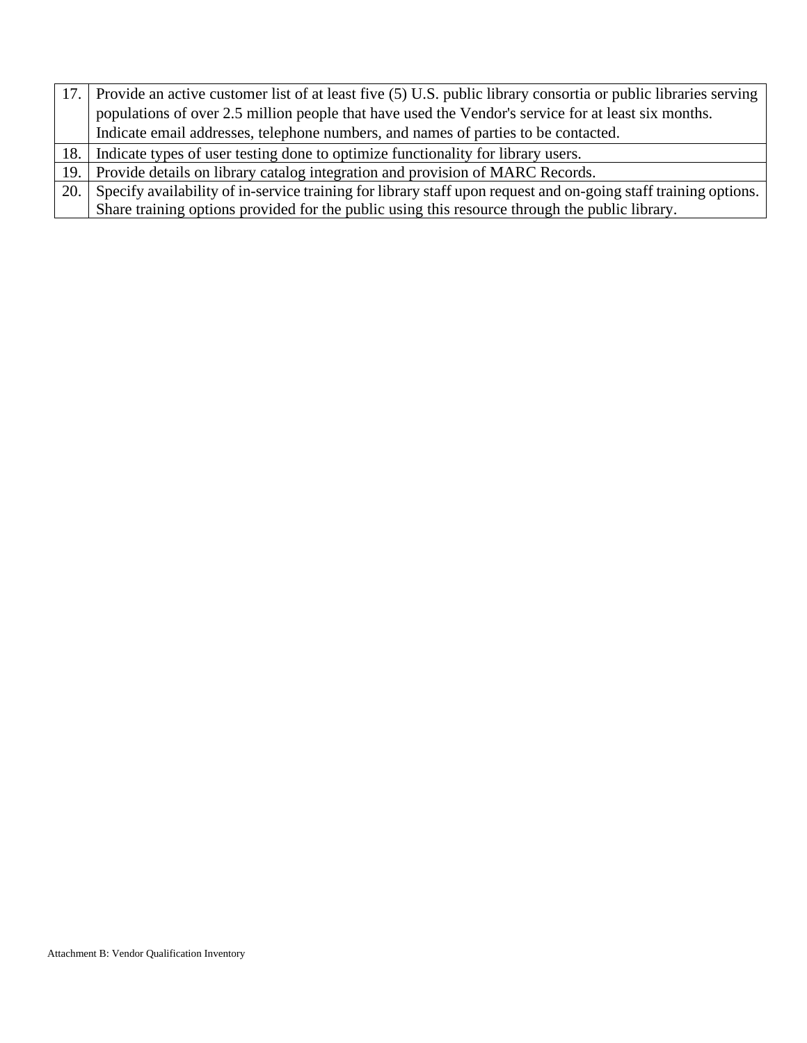| | |
|---|---|
| 17. | Provide an active customer list of at least five (5) U.S. public library consortia or public libraries serving populations of over 2.5 million people that have used the Vendor's service for at least six months. Indicate email addresses, telephone numbers, and names of parties to be contacted. |
| 18. | Indicate types of user testing done to optimize functionality for library users. |
| 19. | Provide details on library catalog integration and provision of MARC Records. |
| 20. | Specify availability of in-service training for library staff upon request and on-going staff training options. Share training options provided for the public using this resource through the public library. |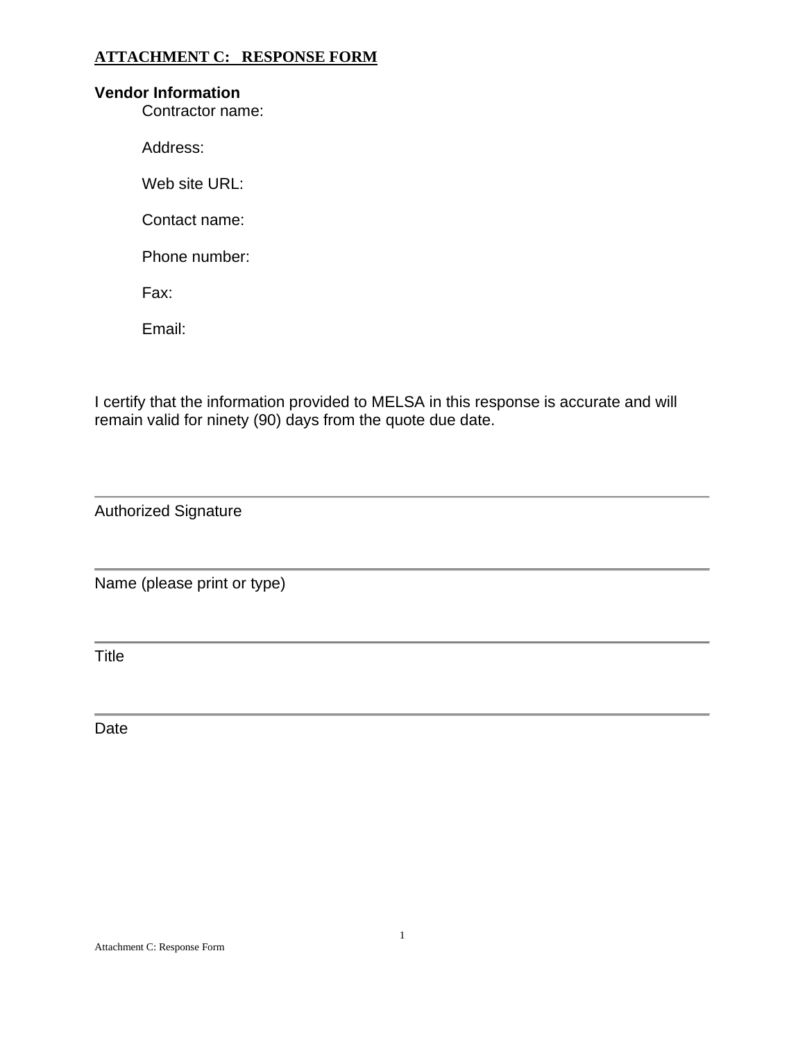## ATTACHMENT C: RESPONSE FORM

**Vendor Information**

Contractor name:

Address:

Web site URL:

Contact name:

Phone number:

Fax:

Email:

I certify that the information provided to MELSA in this response is accurate and will remain valid for ninety (90) days from the quote due date.

---

Authorized Signature

---

Name (please print or type)

---

Title

---

Date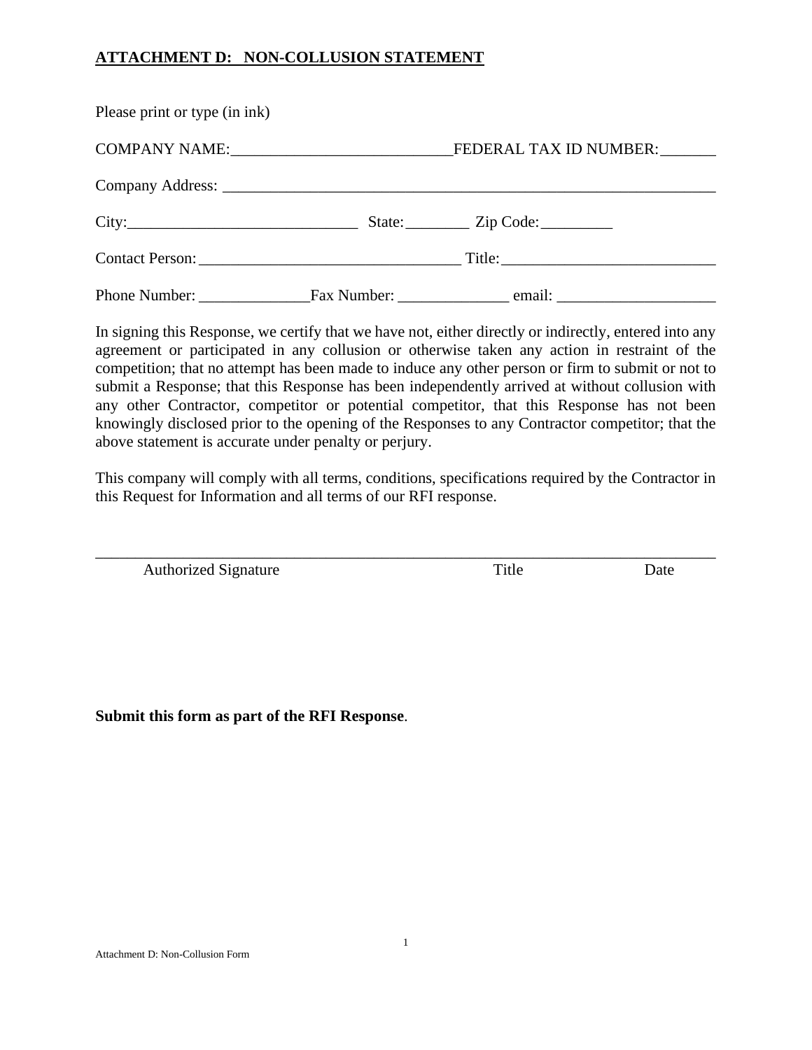**ATTACHMENT D: NON-COLLUSION STATEMENT**

Please print or type (in ink)

COMPANY NAME:___________________________FEDERAL TAX ID NUMBER:_______

Company Address: _______________________________________________________________

City:____________________________ State:________ Zip Code:_________

Contact Person:________________________________ Title:__________________________

Phone Number: ______________Fax Number: ______________ email: ____________________

In signing this Response, we certify that we have not, either directly or indirectly, entered into any agreement or participated in any collusion or otherwise taken any action in restraint of the competition; that no attempt has been made to induce any other person or firm to submit or not to submit a Response; that this Response has been independently arrived at without collusion with any other Contractor, competitor or potential competitor, that this Response has not been knowingly disclosed prior to the opening of the Responses to any Contractor competitor; that the above statement is accurate under penalty or perjury.

This company will comply with all terms, conditions, specifications required by the Contractor in this Request for Information and all terms of our RFI response.

_______________________________________________________________________________

Authorized Signature                                        Title                    Date

**Submit this form as part of the RFI Response**.

Attachment D: Non-Collusion Form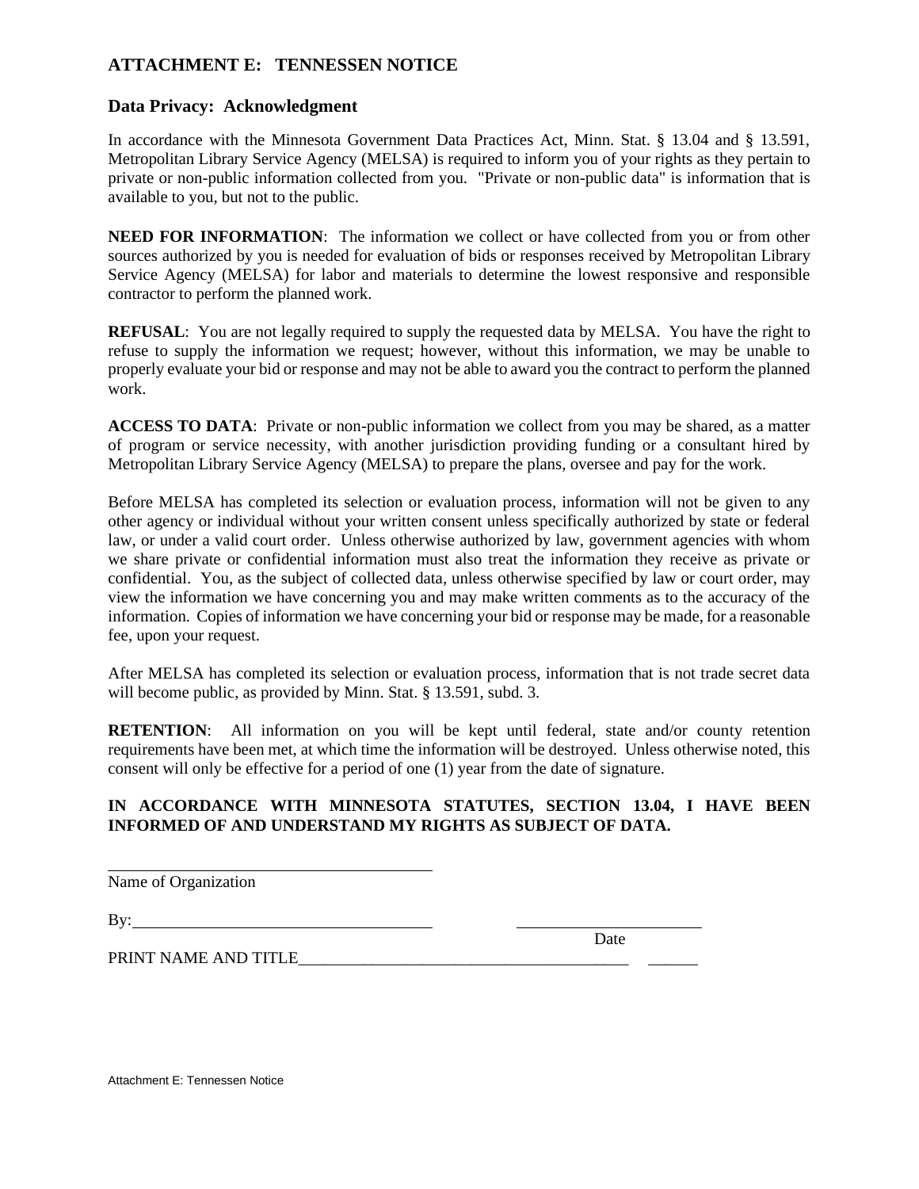## ATTACHMENT E: TENNESSEN NOTICE

### Data Privacy: Acknowledgment

In accordance with the Minnesota Government Data Practices Act, Minn. Stat. § 13.04 and § 13.591, Metropolitan Library Service Agency (MELSA) is required to inform you of your rights as they pertain to private or non-public information collected from you. "Private or non-public data" is information that is available to you, but not to the public.

**NEED FOR INFORMATION**: The information we collect or have collected from you or from other sources authorized by you is needed for evaluation of bids or responses received by Metropolitan Library Service Agency (MELSA) for labor and materials to determine the lowest responsive and responsible contractor to perform the planned work.

**REFUSAL**: You are not legally required to supply the requested data by MELSA. You have the right to refuse to supply the information we request; however, without this information, we may be unable to properly evaluate your bid or response and may not be able to award you the contract to perform the planned work.

**ACCESS TO DATA**: Private or non-public information we collect from you may be shared, as a matter of program or service necessity, with another jurisdiction providing funding or a consultant hired by Metropolitan Library Service Agency (MELSA) to prepare the plans, oversee and pay for the work.

Before MELSA has completed its selection or evaluation process, information will not be given to any other agency or individual without your written consent unless specifically authorized by state or federal law, or under a valid court order. Unless otherwise authorized by law, government agencies with whom we share private or confidential information must also treat the information they receive as private or confidential. You, as the subject of collected data, unless otherwise specified by law or court order, may view the information we have concerning you and may make written comments as to the accuracy of the information. Copies of information we have concerning your bid or response may be made, for a reasonable fee, upon your request.

After MELSA has completed its selection or evaluation process, information that is not trade secret data will become public, as provided by Minn. Stat. § 13.591, subd. 3.

**RETENTION**: All information on you will be kept until federal, state and/or county retention requirements have been met, at which time the information will be destroyed. Unless otherwise noted, this consent will only be effective for a period of one (1) year from the date of signature.

**IN ACCORDANCE WITH MINNESOTA STATUTES, SECTION 13.04, I HAVE BEEN INFORMED OF AND UNDERSTAND MY RIGHTS AS SUBJECT OF DATA.**

\_\_\_\_\_\_\_\_\_\_\_\_\_\_\_\_\_\_\_\_\_\_\_\_\_\_\_\_\_\_\_\_\_\_\_\_\_\_\_\_

Name of Organization

By:\_\_\_\_\_\_\_\_\_\_\_\_\_\_\_\_\_\_\_\_\_\_\_\_\_\_\_\_\_\_\_\_\_\_\_\_ \_\_\_\_\_\_\_\_\_\_\_\_\_\_\_\_\_\_\_\_\_\_\_

Date

PRINT NAME AND TITLE\_\_\_\_\_\_\_\_\_\_\_\_\_\_\_\_\_\_\_\_\_\_\_\_\_\_\_\_\_\_\_\_\_\_\_\_\_\_\_\_ \_\_\_\_\_\_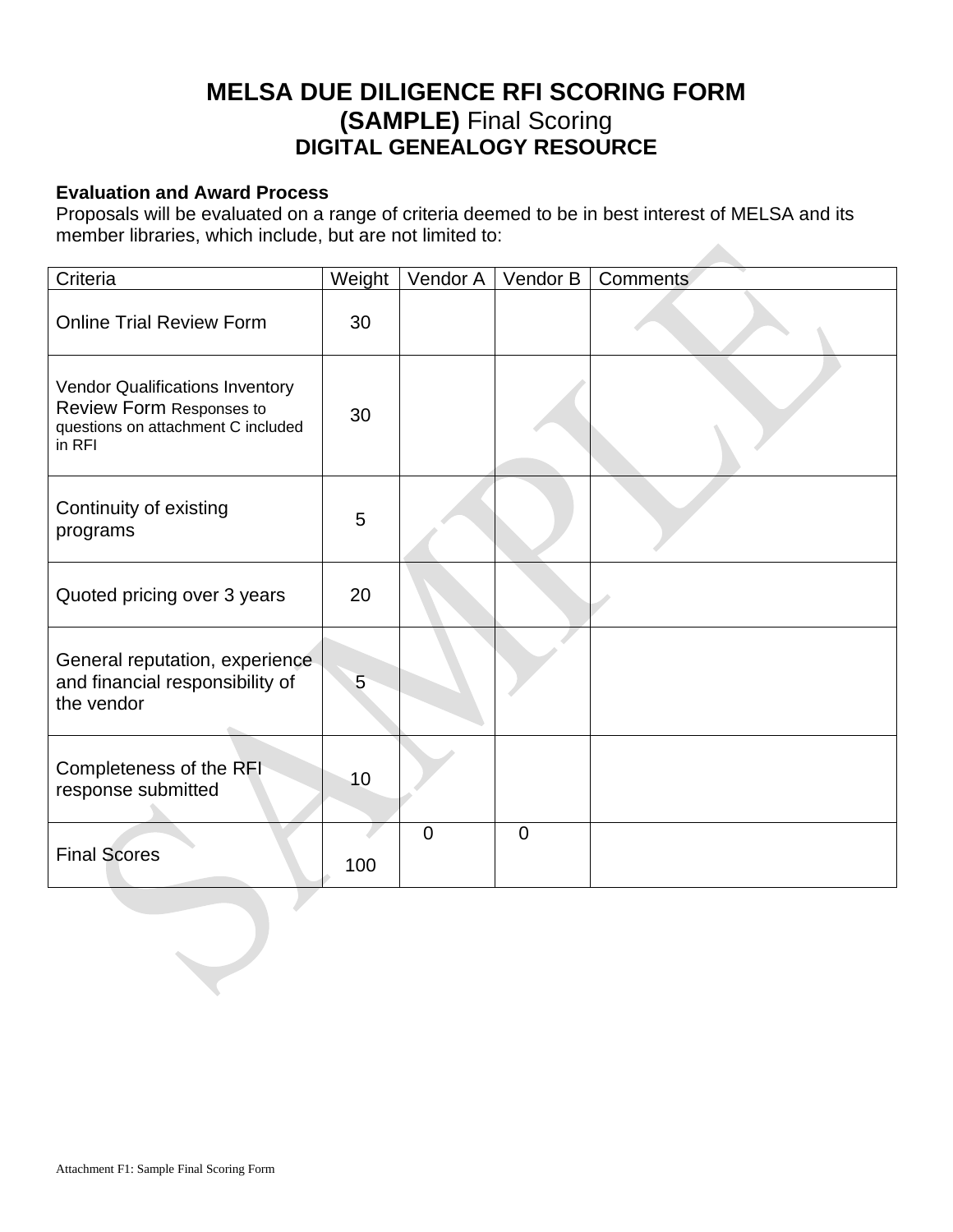# MELSA DUE DILIGENCE RFI SCORING FORM
## (SAMPLE) Final Scoring
## DIGITAL GENEALOGY RESOURCE

**Evaluation and Award Process**
Proposals will be evaluated on a range of criteria deemed to be in best interest of MELSA and its member libraries, which include, but are not limited to:

| Criteria | Weight | Vendor A | Vendor B | Comments |
|---|---|---|---|---|
| Online Trial Review Form | 30 | | | |
| Vendor Qualifications Inventory Review Form Responses to questions on attachment C included in RFI | 30 | | | |
| Continuity of existing programs | 5 | | | |
| Quoted pricing over 3 years | 20 | | | |
| General reputation, experience and financial responsibility of the vendor | 5 | | | |
| Completeness of the RFI response submitted | 10 | | | |
| Final Scores | 100 | 0 | 0 | |

Attachment F1: Sample Final Scoring Form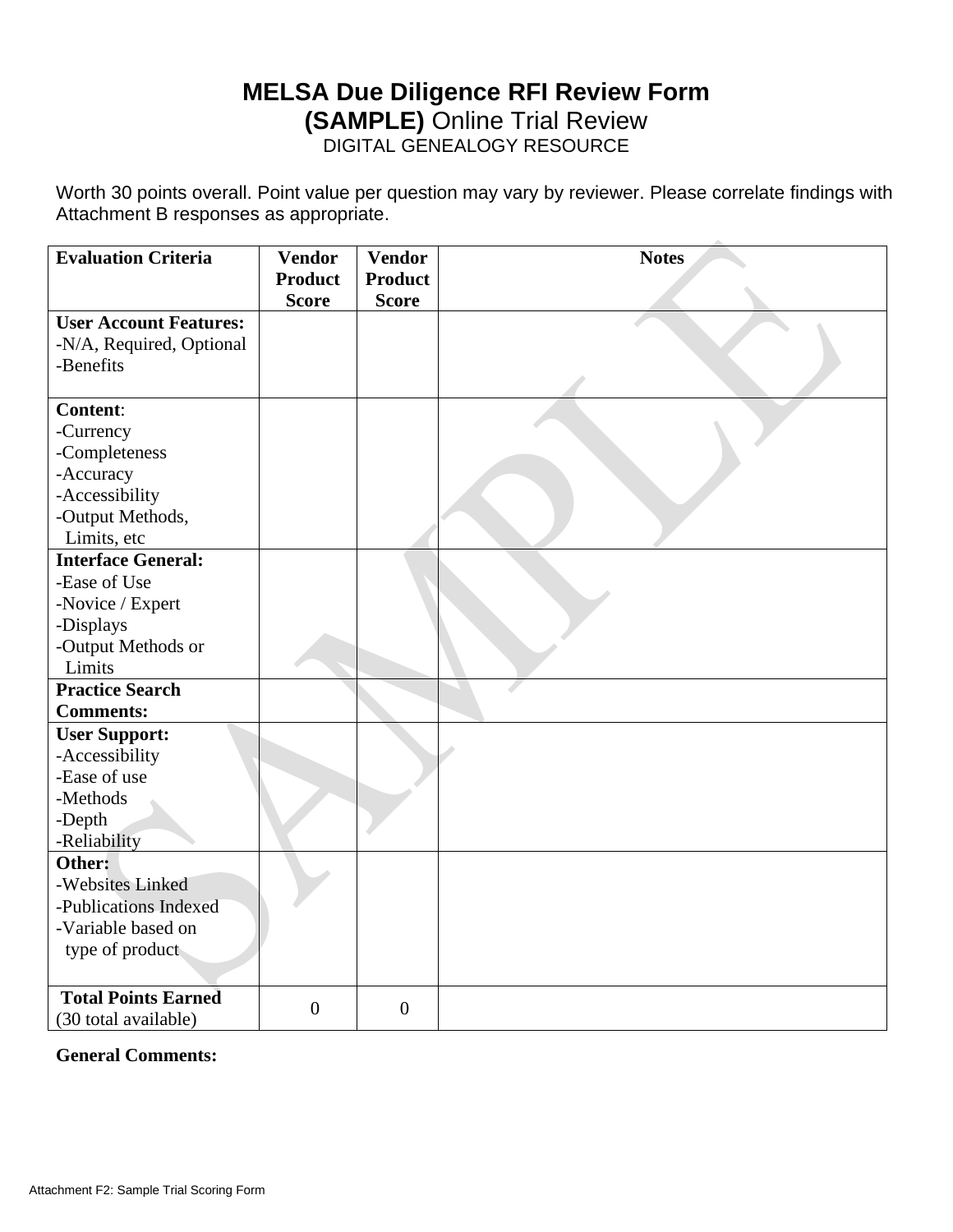# MELSA Due Diligence RFI Review Form

**(SAMPLE)** Online Trial Review

DIGITAL GENEALOGY RESOURCE

Worth 30 points overall. Point value per question may vary by reviewer. Please correlate findings with Attachment B responses as appropriate.

| Evaluation Criteria | Vendor Product Score | Vendor Product Score | Notes |
|---|---|---|---|
| **User Account Features:**<br>-N/A, Required, Optional<br>-Benefits | | | |
| **Content**:<br>-Currency<br>-Completeness<br>-Accuracy<br>-Accessibility<br>-Output Methods, Limits, etc | | | |
| **Interface General:**<br>-Ease of Use<br>-Novice / Expert<br>-Displays<br>-Output Methods or Limits | | | |
| **Practice Search Comments:** | | | |
| **User Support:**<br>-Accessibility<br>-Ease of use<br>-Methods<br>-Depth<br>-Reliability | | | |
| **Other:**<br>-Websites Linked<br>-Publications Indexed<br>-Variable based on type of product | | | |
| **Total Points Earned** (30 total available) | 0 | 0 | |

**General Comments:**

Attachment F2: Sample Trial Scoring Form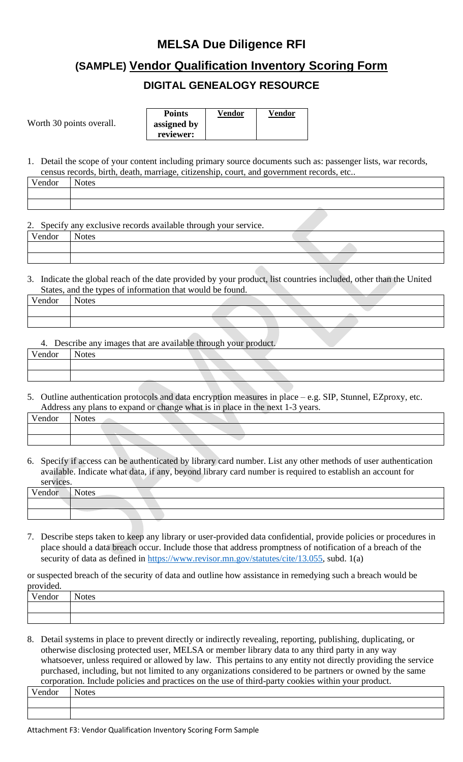# MELSA Due Diligence RFI

## (SAMPLE) Vendor Qualification Inventory Scoring Form

### DIGITAL GENEALOGY RESOURCE

Worth 30 points overall.

| Points assigned by reviewer: | Vendor | Vendor |
|---|---|---|

1. Detail the scope of your content including primary source documents such as: passenger lists, war records, census records, birth, death, marriage, citizenship, court, and government records, etc..

| Vendor | Notes |
|---|---|
| | |
| | |

2. Specify any exclusive records available through your service.

| Vendor | Notes |
|---|---|
| | |
| | |

3. Indicate the global reach of the date provided by your product, list countries included, other than the United States, and the types of information that would be found.

| Vendor | Notes |
|---|---|
| | |
| | |

4. Describe any images that are available through your product.

| Vendor | Notes |
|---|---|
| | |
| | |

5. Outline authentication protocols and data encryption measures in place – e.g. SIP, Stunnel, EZproxy, etc. Address any plans to expand or change what is in place in the next 1-3 years.

| Vendor | Notes |
|---|---|
| | |
| | |

6. Specify if access can be authenticated by library card number. List any other methods of user authentication available. Indicate what data, if any, beyond library card number is required to establish an account for services.

| Vendor | Notes |
|---|---|
| | |
| | |

7. Describe steps taken to keep any library or user-provided data confidential, provide policies or procedures in place should a data breach occur. Include those that address promptness of notification of a breach of the security of data as defined in https://www.revisor.mn.gov/statutes/cite/13.055, subd. 1(a)

or suspected breach of the security of data and outline how assistance in remedying such a breach would be provided.

| Vendor | Notes |
|---|---|
| | |
| | |

8. Detail systems in place to prevent directly or indirectly revealing, reporting, publishing, duplicating, or otherwise disclosing protected user, MELSA or member library data to any third party in any way whatsoever, unless required or allowed by law. This pertains to any entity not directly providing the service purchased, including, but not limited to any organizations considered to be partners or owned by the same corporation. Include policies and practices on the use of third-party cookies within your product.

| Vendor | Notes |
|---|---|
| | |
| | |

Attachment F3: Vendor Qualification Inventory Scoring Form Sample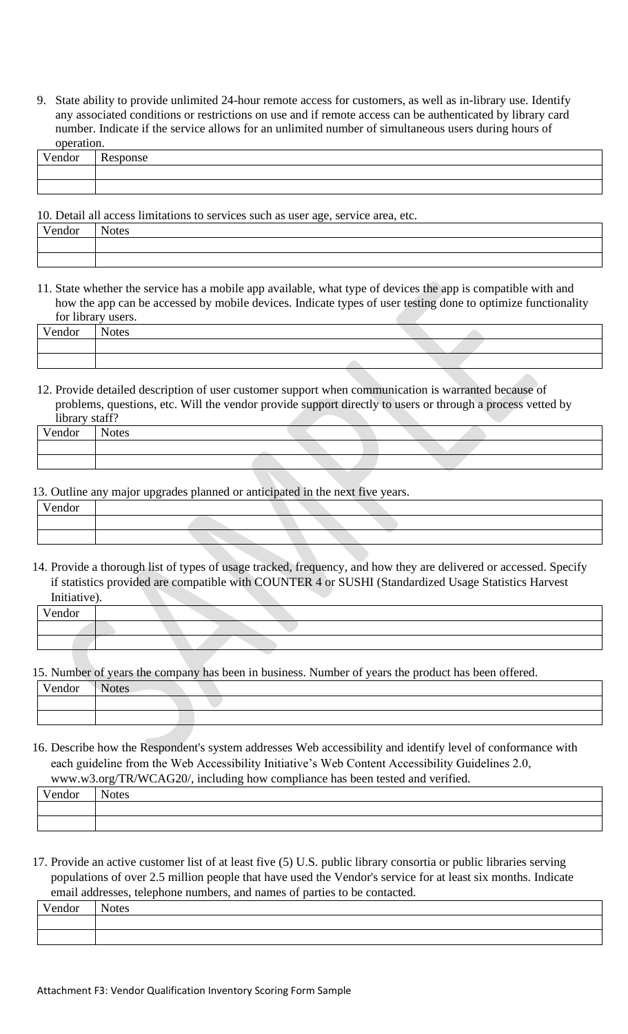9. State ability to provide unlimited 24-hour remote access for customers, as well as in-library use. Identify any associated conditions or restrictions on use and if remote access can be authenticated by library card number. Indicate if the service allows for an unlimited number of simultaneous users during hours of operation.

| Vendor | Response |
|---|---|
| | |
| | |

10. Detail all access limitations to services such as user age, service area, etc.

| Vendor | Notes |
|---|---|
| | |
| | |

11. State whether the service has a mobile app available, what type of devices the app is compatible with and how the app can be accessed by mobile devices. Indicate types of user testing done to optimize functionality for library users.

| Vendor | Notes |
|---|---|
| | |
| | |

12. Provide detailed description of user customer support when communication is warranted because of problems, questions, etc. Will the vendor provide support directly to users or through a process vetted by library staff?

| Vendor | Notes |
|---|---|
| | |
| | |

13. Outline any major upgrades planned or anticipated in the next five years.

| Vendor | |
|---|---|
| | |
| | |

14. Provide a thorough list of types of usage tracked, frequency, and how they are delivered or accessed. Specify if statistics provided are compatible with COUNTER 4 or SUSHI (Standardized Usage Statistics Harvest Initiative).

| Vendor | |
|---|---|
| | |
| | |

15. Number of years the company has been in business. Number of years the product has been offered.

| Vendor | Notes |
|---|---|
| | |
| | |

16. Describe how the Respondent's system addresses Web accessibility and identify level of conformance with each guideline from the Web Accessibility Initiative's Web Content Accessibility Guidelines 2.0, www.w3.org/TR/WCAG20/, including how compliance has been tested and verified.

| Vendor | Notes |
|---|---|
| | |
| | |

17. Provide an active customer list of at least five (5) U.S. public library consortia or public libraries serving populations of over 2.5 million people that have used the Vendor's service for at least six months. Indicate email addresses, telephone numbers, and names of parties to be contacted.

| Vendor | Notes |
|---|---|
| | |
| | |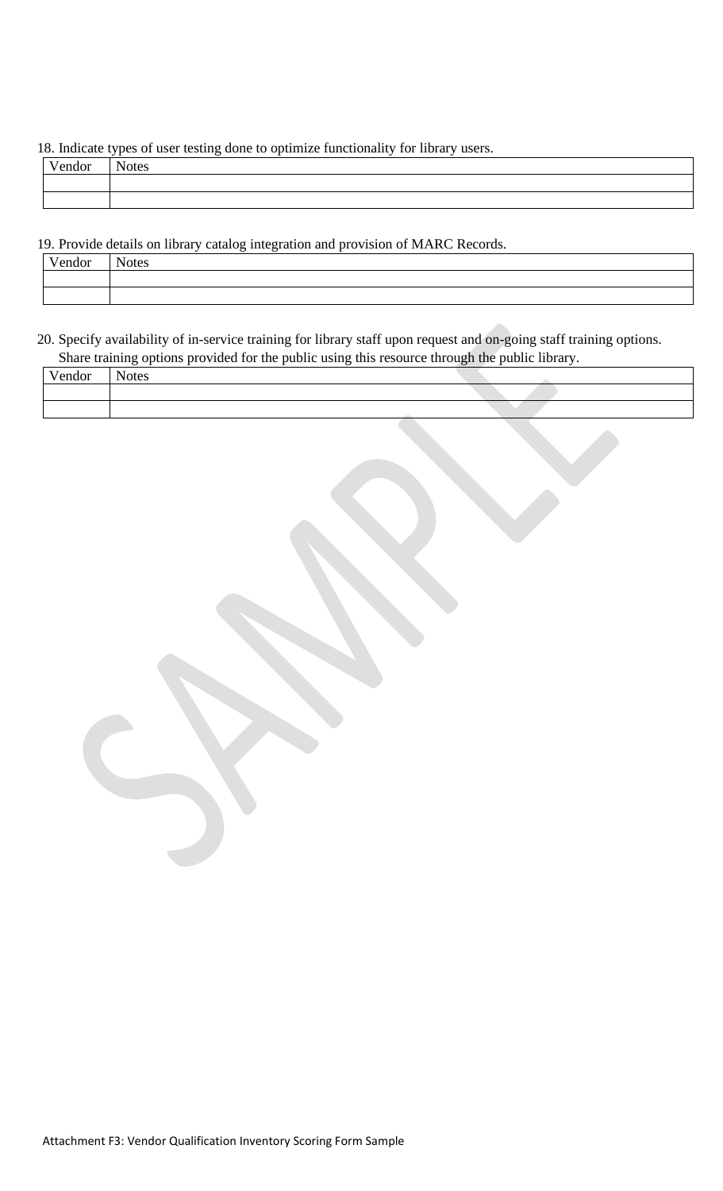18. Indicate types of user testing done to optimize functionality for library users.

| Vendor | Notes |
| --- | --- |
| | |
| | |

19. Provide details on library catalog integration and provision of MARC Records.

| Vendor | Notes |
| --- | --- |
| | |
| | |

20. Specify availability of in-service training for library staff upon request and on-going staff training options. Share training options provided for the public using this resource through the public library.

| Vendor | Notes |
| --- | --- |
| | |
| | |